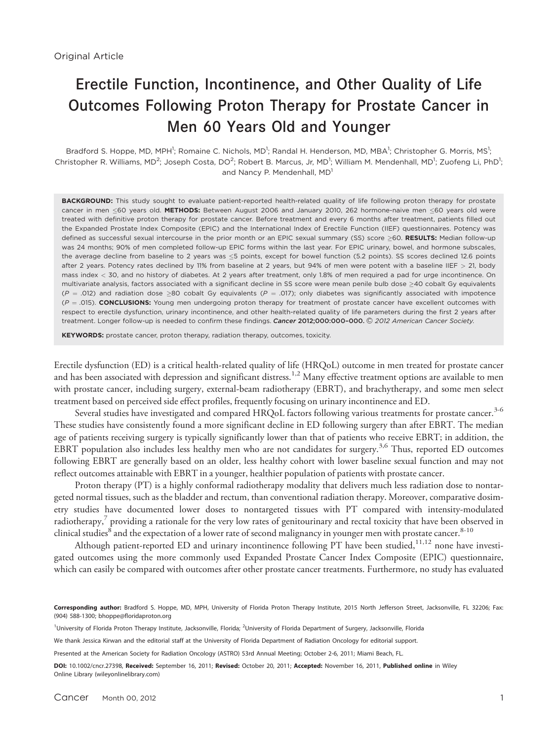Original Article

# Erectile Function, Incontinence, and Other Quality of Life Outcomes Following Proton Therapy for Prostate Cancer in Men 60 Years Old and Younger

Bradford S. Hoppe, MD, MPH[1]; Romaine C. Nichols, MD[1]; Randal H. Henderson, MD, MBA[1]; Christopher G. Morris, MS[1]; Christopher R. Williams, MD[2]; Joseph Costa, DO[2]; Robert B. Marcus, Jr, MD[1]; William M. Mendenhall, MD[1]; Zuofeng Li, PhD[1]; and Nancy P. Mendenhall, MD[1]

**BACKGROUND:** This study sought to evaluate patient-reported health-related quality of life following proton therapy for prostate cancer in men ≤60 years old. **METHODS:** Between August 2006 and January 2010, 262 hormone-naive men ≤60 years old were treated with definitive proton therapy for prostate cancer. Before treatment and every 6 months after treatment, patients filled out the Expanded Prostate Index Composite (EPIC) and the International Index of Erectile Function (IIEF) questionnaires. Potency was defined as successful sexual intercourse in the prior month or an EPIC sexual summary (SS) score ≥60. **RESULTS:** Median follow-up was 24 months; 90% of men completed follow-up EPIC forms within the last year. For EPIC urinary, bowel, and hormone subscales, the average decline from baseline to 2 years was ≤5 points, except for bowel function (5.2 points). SS scores declined 12.6 points after 2 years. Potency rates declined by 11% from baseline at 2 years, but 94% of men were potent with a baseline IIEF > 21, body mass index < 30, and no history of diabetes. At 2 years after treatment, only 1.8% of men required a pad for urge incontinence. On multivariate analysis, factors associated with a significant decline in SS score were mean penile bulb dose ≥40 cobalt Gy equivalents ($P$ = .012) and radiation dose ≥80 cobalt Gy equivalents ($P$ = .017); only diabetes was significantly associated with impotence ($P$ = .015). **CONCLUSIONS:** Young men undergoing proton therapy for treatment of prostate cancer have excellent outcomes with respect to erectile dysfunction, urinary incontinence, and other health-related quality of life parameters during the first 2 years after treatment. Longer follow-up is needed to confirm these findings. ***Cancer* 2012;000:000–000.** © *2012 American Cancer Society.*

**KEYWORDS:** prostate cancer, proton therapy, radiation therapy, outcomes, toxicity.

Erectile dysfunction (ED) is a critical health-related quality of life (HRQoL) outcome in men treated for prostate cancer and has been associated with depression and significant distress.[1,2] Many effective treatment options are available to men with prostate cancer, including surgery, external-beam radiotherapy (EBRT), and brachytherapy, and some men select treatment based on perceived side effect profiles, frequently focusing on urinary incontinence and ED.

Several studies have investigated and compared HRQoL factors following various treatments for prostate cancer.[3-6] These studies have consistently found a more significant decline in ED following surgery than after EBRT. The median age of patients receiving surgery is typically significantly lower than that of patients who receive EBRT; in addition, the EBRT population also includes less healthy men who are not candidates for surgery.[3,6] Thus, reported ED outcomes following EBRT are generally based on an older, less healthy cohort with lower baseline sexual function and may not reflect outcomes attainable with EBRT in a younger, healthier population of patients with prostate cancer.

Proton therapy (PT) is a highly conformal radiotherapy modality that delivers much less radiation dose to nontargeted normal tissues, such as the bladder and rectum, than conventional radiation therapy. Moreover, comparative dosimetry studies have documented lower doses to nontargeted tissues with PT compared with intensity-modulated radiotherapy,[7] providing a rationale for the very low rates of genitourinary and rectal toxicity that have been observed in clinical studies[8] and the expectation of a lower rate of second malignancy in younger men with prostate cancer.[8-10]

Although patient-reported ED and urinary incontinence following PT have been studied,[11,12] none have investigated outcomes using the more commonly used Expanded Prostate Cancer Index Composite (EPIC) questionnaire, which can easily be compared with outcomes after other prostate cancer treatments. Furthermore, no study has evaluated

**Corresponding author:** Bradford S. Hoppe, MD, MPH, University of Florida Proton Therapy Institute, 2015 North Jefferson Street, Jacksonville, FL 32206; Fax: (904) 588-1300; bhoppe@floridaproton.org

[1]University of Florida Proton Therapy Institute, Jacksonville, Florida; [2]University of Florida Department of Surgery, Jacksonville, Florida

We thank Jessica Kirwan and the editorial staff at the University of Florida Department of Radiation Oncology for editorial support.

Presented at the American Society for Radiation Oncology (ASTRO) 53rd Annual Meeting; October 2-6, 2011; Miami Beach, FL.

**DOI:** 10.1002/cncr.27398, **Received:** September 16, 2011; **Revised:** October 20, 2011; **Accepted:** November 16, 2011, **Published online** in Wiley Online Library (wileyonlinelibrary.com)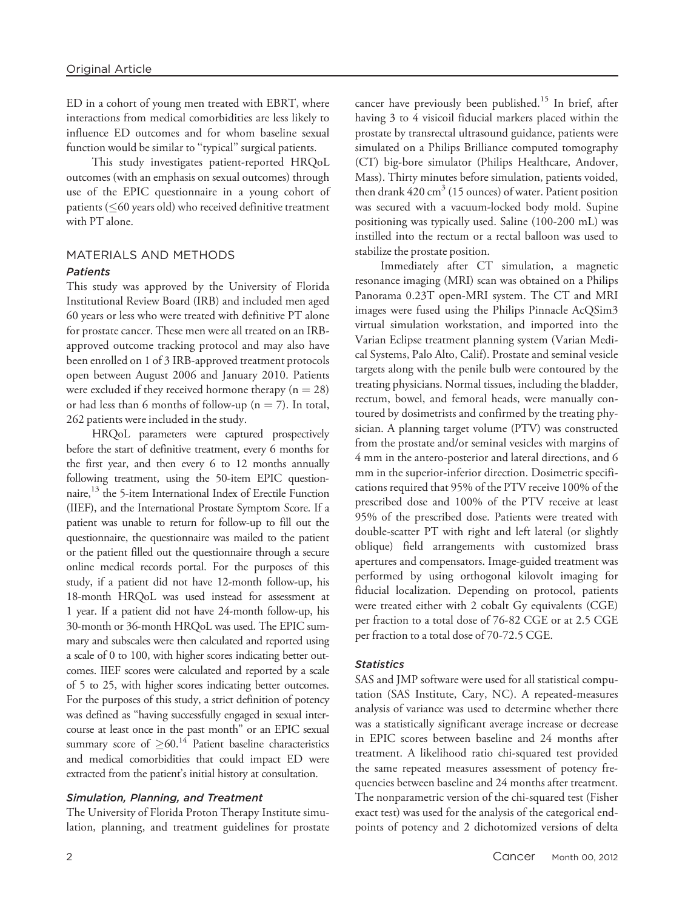ED in a cohort of young men treated with EBRT, where interactions from medical comorbidities are less likely to influence ED outcomes and for whom baseline sexual function would be similar to "typical" surgical patients.

This study investigates patient-reported HRQoL outcomes (with an emphasis on sexual outcomes) through use of the EPIC questionnaire in a young cohort of patients ($\leq$60 years old) who received definitive treatment with PT alone.

## MATERIALS AND METHODS

### *Patients*

This study was approved by the University of Florida Institutional Review Board (IRB) and included men aged 60 years or less who were treated with definitive PT alone for prostate cancer. These men were all treated on an IRB-approved outcome tracking protocol and may also have been enrolled on 1 of 3 IRB-approved treatment protocols open between August 2006 and January 2010. Patients were excluded if they received hormone therapy ($n = 28$) or had less than 6 months of follow-up ($n = 7$). In total, 262 patients were included in the study.

HRQoL parameters were captured prospectively before the start of definitive treatment, every 6 months for the first year, and then every 6 to 12 months annually following treatment, using the 50-item EPIC questionnaire,[13] the 5-item International Index of Erectile Function (IIEF), and the International Prostate Symptom Score. If a patient was unable to return for follow-up to fill out the questionnaire, the questionnaire was mailed to the patient or the patient filled out the questionnaire through a secure online medical records portal. For the purposes of this study, if a patient did not have 12-month follow-up, his 18-month HRQoL was used instead for assessment at 1 year. If a patient did not have 24-month follow-up, his 30-month or 36-month HRQoL was used. The EPIC summary and subscales were then calculated and reported using a scale of 0 to 100, with higher scores indicating better outcomes. IIEF scores were calculated and reported by a scale of 5 to 25, with higher scores indicating better outcomes. For the purposes of this study, a strict definition of potency was defined as "having successfully engaged in sexual intercourse at least once in the past month" or an EPIC sexual summary score of $\geq$60.[14] Patient baseline characteristics and medical comorbidities that could impact ED were extracted from the patient's initial history at consultation.

### *Simulation, Planning, and Treatment*

The University of Florida Proton Therapy Institute simulation, planning, and treatment guidelines for prostate cancer have previously been published.[15] In brief, after having 3 to 4 visicoil fiducial markers placed within the prostate by transrectal ultrasound guidance, patients were simulated on a Philips Brilliance computed tomography (CT) big-bore simulator (Philips Healthcare, Andover, Mass). Thirty minutes before simulation, patients voided, then drank 420 $cm^3$ (15 ounces) of water. Patient position was secured with a vacuum-locked body mold. Supine positioning was typically used. Saline (100-200 mL) was instilled into the rectum or a rectal balloon was used to stabilize the prostate position.

Immediately after CT simulation, a magnetic resonance imaging (MRI) scan was obtained on a Philips Panorama 0.23T open-MRI system. The CT and MRI images were fused using the Philips Pinnacle AcQSim3 virtual simulation workstation, and imported into the Varian Eclipse treatment planning system (Varian Medical Systems, Palo Alto, Calif). Prostate and seminal vesicle targets along with the penile bulb were contoured by the treating physicians. Normal tissues, including the bladder, rectum, bowel, and femoral heads, were manually contoured by dosimetrists and confirmed by the treating physician. A planning target volume (PTV) was constructed from the prostate and/or seminal vesicles with margins of 4 mm in the antero-posterior and lateral directions, and 6 mm in the superior-inferior direction. Dosimetric specifications required that 95% of the PTV receive 100% of the prescribed dose and 100% of the PTV receive at least 95% of the prescribed dose. Patients were treated with double-scatter PT with right and left lateral (or slightly oblique) field arrangements with customized brass apertures and compensators. Image-guided treatment was performed by using orthogonal kilovolt imaging for fiducial localization. Depending on protocol, patients were treated either with 2 cobalt Gy equivalents (CGE) per fraction to a total dose of 76-82 CGE or at 2.5 CGE per fraction to a total dose of 70-72.5 CGE.

### *Statistics*

SAS and JMP software were used for all statistical computation (SAS Institute, Cary, NC). A repeated-measures analysis of variance was used to determine whether there was a statistically significant average increase or decrease in EPIC scores between baseline and 24 months after treatment. A likelihood ratio chi-squared test provided the same repeated measures assessment of potency frequencies between baseline and 24 months after treatment. The nonparametric version of the chi-squared test (Fisher exact test) was used for the analysis of the categorical endpoints of potency and 2 dichotomized versions of delta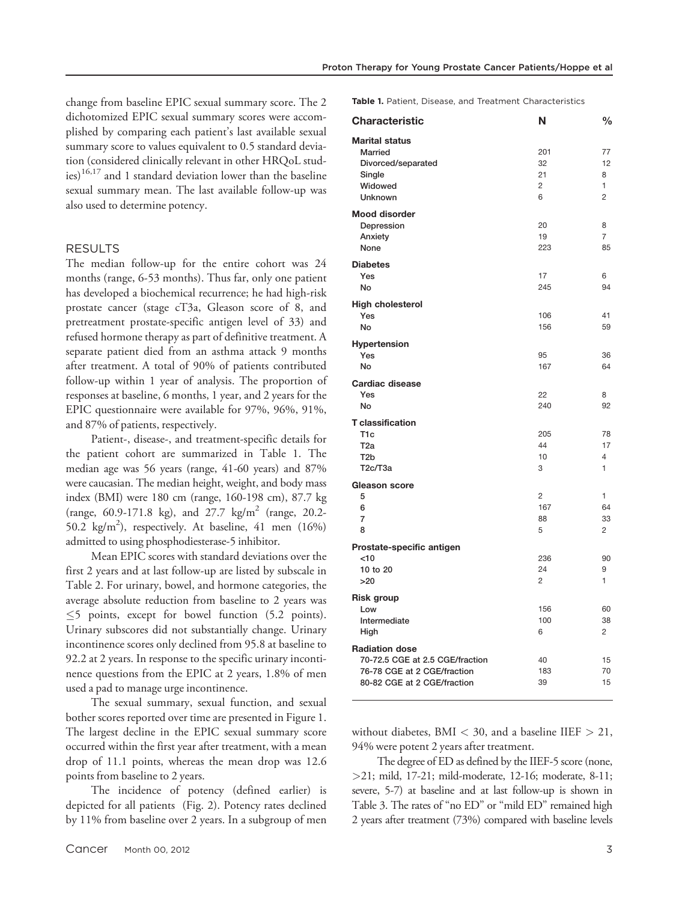change from baseline EPIC sexual summary score. The 2 dichotomized EPIC sexual summary scores were accomplished by comparing each patient's last available sexual summary score to values equivalent to 0.5 standard deviation (considered clinically relevant in other HRQoL studies)[16,17] and 1 standard deviation lower than the baseline sexual summary mean. The last available follow-up was also used to determine potency.

## RESULTS

The median follow-up for the entire cohort was 24 months (range, 6-53 months). Thus far, only one patient has developed a biochemical recurrence; he had high-risk prostate cancer (stage cT3a, Gleason score of 8, and pretreatment prostate-specific antigen level of 33) and refused hormone therapy as part of definitive treatment. A separate patient died from an asthma attack 9 months after treatment. A total of 90% of patients contributed follow-up within 1 year of analysis. The proportion of responses at baseline, 6 months, 1 year, and 2 years for the EPIC questionnaire were available for 97%, 96%, 91%, and 87% of patients, respectively.

Patient-, disease-, and treatment-specific details for the patient cohort are summarized in Table 1. The median age was 56 years (range, 41-60 years) and 87% were caucasian. The median height, weight, and body mass index (BMI) were 180 cm (range, 160-198 cm), 87.7 kg (range, 60.9-171.8 kg), and 27.7 kg/m$^2$ (range, 20.2-50.2 kg/m$^2$), respectively. At baseline, 41 men (16%) admitted to using phosphodiesterase-5 inhibitor.

Mean EPIC scores with standard deviations over the first 2 years and at last follow-up are listed by subscale in Table 2. For urinary, bowel, and hormone categories, the average absolute reduction from baseline to 2 years was $\leq$5 points, except for bowel function (5.2 points). Urinary subscores did not substantially change. Urinary incontinence scores only declined from 95.8 at baseline to 92.2 at 2 years. In response to the specific urinary incontinence questions from the EPIC at 2 years, 1.8% of men used a pad to manage urge incontinence.

The sexual summary, sexual function, and sexual bother scores reported over time are presented in Figure 1. The largest decline in the EPIC sexual summary score occurred within the first year after treatment, with a mean drop of 11.1 points, whereas the mean drop was 12.6 points from baseline to 2 years.

The incidence of potency (defined earlier) is depicted for all patients (Fig. 2). Potency rates declined by 11% from baseline over 2 years. In a subgroup of men without diabetes, BMI < 30, and a baseline IIEF > 21, 94% were potent 2 years after treatment.

The degree of ED as defined by the IIEF-5 score (none, >21; mild, 17-21; mild-moderate, 12-16; moderate, 8-11; severe, 5-7) at baseline and at last follow-up is shown in Table 3. The rates of "no ED" or "mild ED" remained high 2 years after treatment (73%) compared with baseline levels

**Table 1.** Patient, Disease, and Treatment Characteristics

| Characteristic | N | % |
|---|---|---|
| **Marital status** | | |
| Married | 201 | 77 |
| Divorced/separated | 32 | 12 |
| Single | 21 | 8 |
| Widowed | 2 | 1 |
| Unknown | 6 | 2 |
| **Mood disorder** | | |
| Depression | 20 | 8 |
| Anxiety | 19 | 7 |
| None | 223 | 85 |
| **Diabetes** | | |
| Yes | 17 | 6 |
| No | 245 | 94 |
| **High cholesterol** | | |
| Yes | 106 | 41 |
| No | 156 | 59 |
| **Hypertension** | | |
| Yes | 95 | 36 |
| No | 167 | 64 |
| **Cardiac disease** | | |
| Yes | 22 | 8 |
| No | 240 | 92 |
| **T classification** | | |
| T1c | 205 | 78 |
| T2a | 44 | 17 |
| T2b | 10 | 4 |
| T2c/T3a | 3 | 1 |
| **Gleason score** | | |
| 5 | 2 | 1 |
| 6 | 167 | 64 |
| 7 | 88 | 33 |
| 8 | 5 | 2 |
| **Prostate-specific antigen** | | |
| <10 | 236 | 90 |
| 10 to 20 | 24 | 9 |
| >20 | 2 | 1 |
| **Risk group** | | |
| Low | 156 | 60 |
| Intermediate | 100 | 38 |
| High | 6 | 2 |
| **Radiation dose** | | |
| 70-72.5 CGE at 2.5 CGE/fraction | 40 | 15 |
| 76-78 CGE at 2 CGE/fraction | 183 | 70 |
| 80-82 CGE at 2 CGE/fraction | 39 | 15 |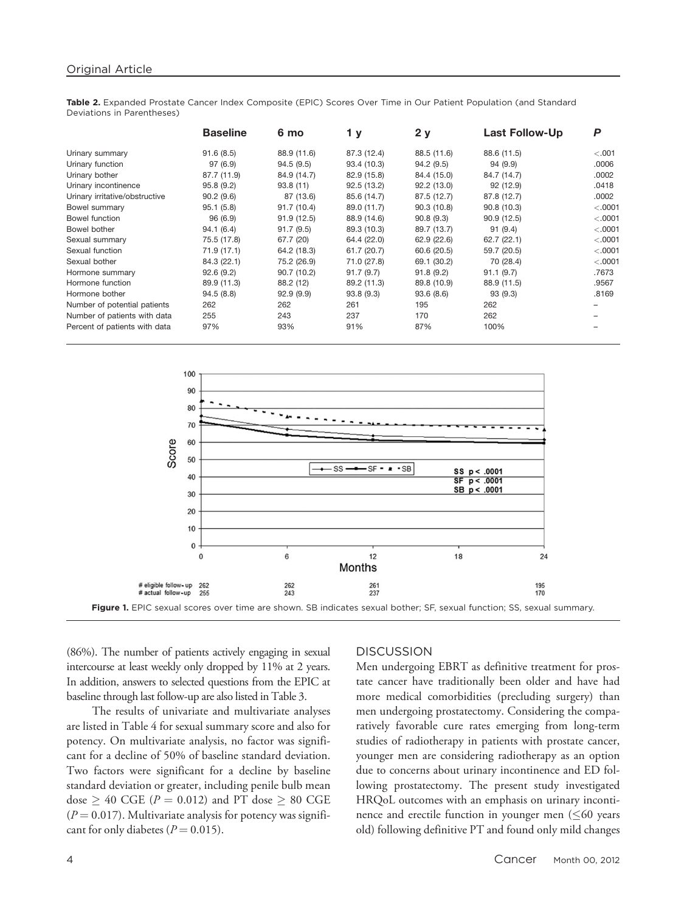**Table 2.** Expanded Prostate Cancer Index Composite (EPIC) Scores Over Time in Our Patient Population (and Standard Deviations in Parentheses)

| | Baseline | 6 mo | 1 y | 2 y | Last Follow-Up | P |
|---|---|---|---|---|---|---|
| Urinary summary | 91.6 (8.5) | 88.9 (11.6) | 87.3 (12.4) | 88.5 (11.6) | 88.6 (11.5) | <.001 |
| Urinary function | 97 (6.9) | 94.5 (9.5) | 93.4 (10.3) | 94.2 (9.5) | 94 (9.9) | .0006 |
| Urinary bother | 87.7 (11.9) | 84.9 (14.7) | 82.9 (15.8) | 84.4 (15.0) | 84.7 (14.7) | .0002 |
| Urinary incontinence | 95.8 (9.2) | 93.8 (11) | 92.5 (13.2) | 92.2 (13.0) | 92 (12.9) | .0418 |
| Urinary irritative/obstructive | 90.2 (9.6) | 87 (13.6) | 85.6 (14.7) | 87.5 (12.7) | 87.8 (12.7) | .0002 |
| Bowel summary | 95.1 (5.8) | 91.7 (10.4) | 89.0 (11.7) | 90.3 (10.8) | 90.8 (10.3) | <.0001 |
| Bowel function | 96 (6.9) | 91.9 (12.5) | 88.9 (14.6) | 90.8 (9.3) | 90.9 (12.5) | <.0001 |
| Bowel bother | 94.1 (6.4) | 91.7 (9.5) | 89.3 (10.3) | 89.7 (13.7) | 91 (9.4) | <.0001 |
| Sexual summary | 75.5 (17.8) | 67.7 (20) | 64.4 (22.0) | 62.9 (22.6) | 62.7 (22.1) | <.0001 |
| Sexual function | 71.9 (17.1) | 64.2 (18.3) | 61.7 (20.7) | 60.6 (20.5) | 59.7 (20.5) | <.0001 |
| Sexual bother | 84.3 (22.1) | 75.2 (26.9) | 71.0 (27.8) | 69.1 (30.2) | 70 (28.4) | <.0001 |
| Hormone summary | 92.6 (9.2) | 90.7 (10.2) | 91.7 (9.7) | 91.8 (9.2) | 91.1 (9.7) | .7673 |
| Hormone function | 89.9 (11.3) | 88.2 (12) | 89.2 (11.3) | 89.8 (10.9) | 88.9 (11.5) | .9567 |
| Hormone bother | 94.5 (8.8) | 92.9 (9.9) | 93.8 (9.3) | 93.6 (8.6) | 93 (9.3) | .8169 |
| Number of potential patients | 262 | 262 | 261 | 195 | 262 | – |
| Number of patients with data | 255 | 243 | 237 | 170 | 262 | – |
| Percent of patients with data | 97% | 93% | 91% | 87% | 100% | – |

**Figure 1.** EPIC sexual scores over time are shown. SB indicates sexual bother; SF, sexual function; SS, sexual summary.

(86%). The number of patients actively engaging in sexual intercourse at least weekly only dropped by 11% at 2 years. In addition, answers to selected questions from the EPIC at baseline through last follow-up are also listed in Table 3.

The results of univariate and multivariate analyses are listed in Table 4 for sexual summary score and also for potency. On multivariate analysis, no factor was significant for a decline of 50% of baseline standard deviation. Two factors were significant for a decline by baseline standard deviation or greater, including penile bulb mean dose $\geq$ 40 CGE ($P = 0.012$) and PT dose $\geq$ 80 CGE ($P = 0.017$). Multivariate analysis for potency was significant for only diabetes ($P = 0.015$).

## DISCUSSION

Men undergoing EBRT as definitive treatment for prostate cancer have traditionally been older and have had more medical comorbidities (precluding surgery) than men undergoing prostatectomy. Considering the comparatively favorable cure rates emerging from long-term studies of radiotherapy in patients with prostate cancer, younger men are considering radiotherapy as an option due to concerns about urinary incontinence and ED following prostatectomy. The present study investigated HRQoL outcomes with an emphasis on urinary incontinence and erectile function in younger men ($\leq$60 years old) following definitive PT and found only mild changes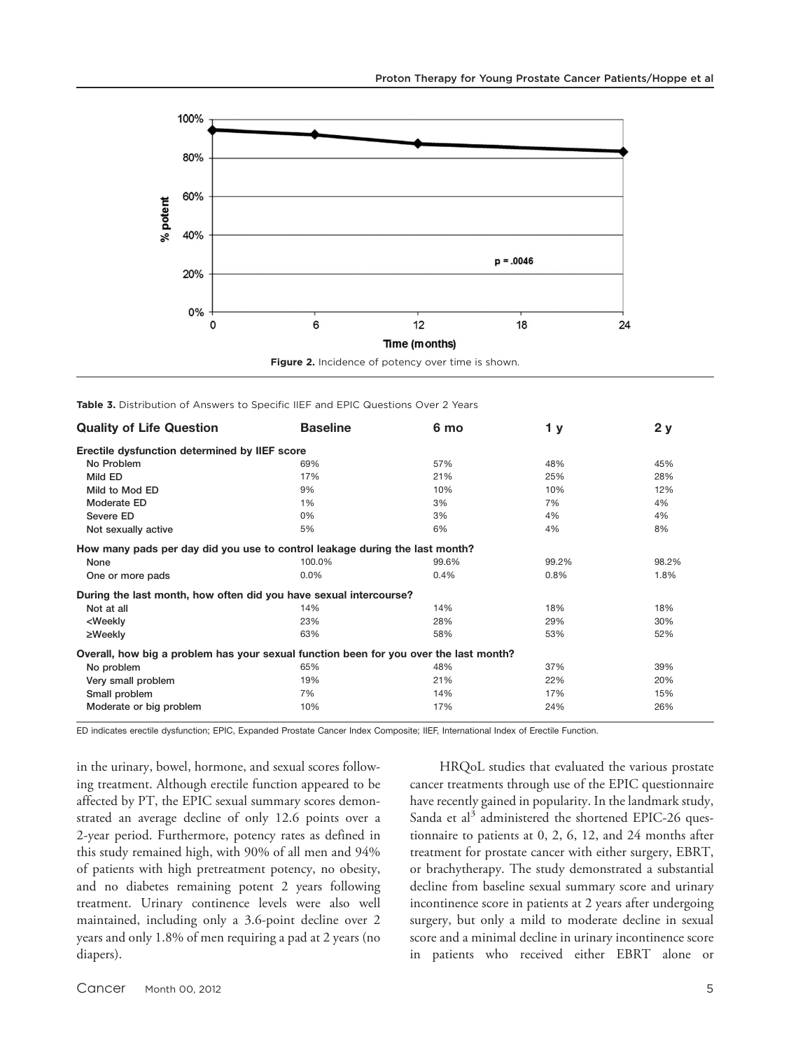**Figure 2.** Incidence of potency over time is shown.

**Table 3.** Distribution of Answers to Specific IIEF and EPIC Questions Over 2 Years

| Quality of Life Question | Baseline | 6 mo | 1 y | 2 y |
|---|---|---|---|---|
| **Erectile dysfunction determined by IIEF score** | | | | |
| No Problem | 69% | 57% | 48% | 45% |
| Mild ED | 17% | 21% | 25% | 28% |
| Mild to Mod ED | 9% | 10% | 10% | 12% |
| Moderate ED | 1% | 3% | 7% | 4% |
| Severe ED | 0% | 3% | 4% | 4% |
| Not sexually active | 5% | 6% | 4% | 8% |
| **How many pads per day did you use to control leakage during the last month?** | | | | |
| None | 100.0% | 99.6% | 99.2% | 98.2% |
| One or more pads | 0.0% | 0.4% | 0.8% | 1.8% |
| **During the last month, how often did you have sexual intercourse?** | | | | |
| Not at all | 14% | 14% | 18% | 18% |
| <Weekly | 23% | 28% | 29% | 30% |
| ≥Weekly | 63% | 58% | 53% | 52% |
| **Overall, how big a problem has your sexual function been for you over the last month?** | | | | |
| No problem | 65% | 48% | 37% | 39% |
| Very small problem | 19% | 21% | 22% | 20% |
| Small problem | 7% | 14% | 17% | 15% |
| Moderate or big problem | 10% | 17% | 24% | 26% |

ED indicates erectile dysfunction; EPIC, Expanded Prostate Cancer Index Composite; IIEF, International Index of Erectile Function.

in the urinary, bowel, hormone, and sexual scores following treatment. Although erectile function appeared to be affected by PT, the EPIC sexual summary scores demonstrated an average decline of only 12.6 points over a 2-year period. Furthermore, potency rates as defined in this study remained high, with 90% of all men and 94% of patients with high pretreatment potency, no obesity, and no diabetes remaining potent 2 years following treatment. Urinary continence levels were also well maintained, including only a 3.6-point decline over 2 years and only 1.8% of men requiring a pad at 2 years (no diapers).

HRQoL studies that evaluated the various prostate cancer treatments through use of the EPIC questionnaire have recently gained in popularity. In the landmark study, Sanda et al[3] administered the shortened EPIC-26 questionnaire to patients at 0, 2, 6, 12, and 24 months after treatment for prostate cancer with either surgery, EBRT, or brachytherapy. The study demonstrated a substantial decline from baseline sexual summary score and urinary incontinence score in patients at 2 years after undergoing surgery, but only a mild to moderate decline in sexual score and a minimal decline in urinary incontinence score in patients who received either EBRT alone or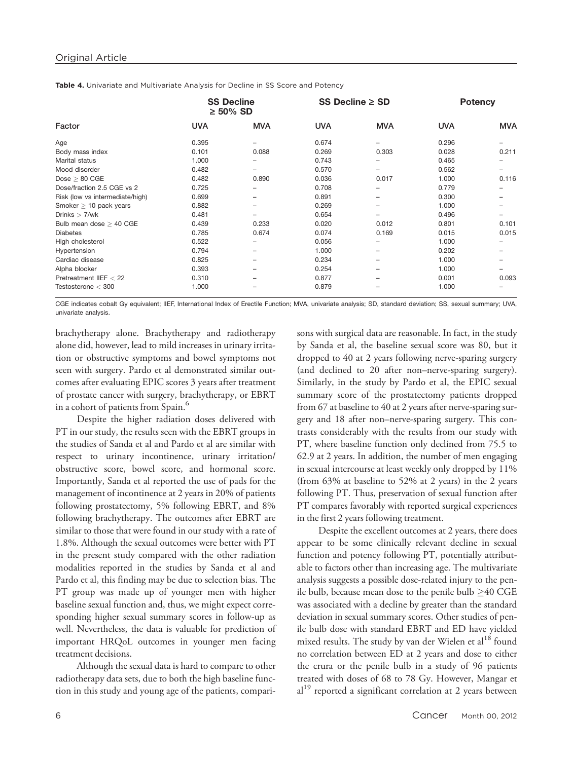**Table 4.** Univariate and Multivariate Analysis for Decline in SS Score and Potency

| Factor | SS Decline ≥ 50% SD | | SS Decline ≥ SD | | Potency | |
|---|---|---|---|---|---|---|
| | UVA | MVA | UVA | MVA | UVA | MVA |
| Age | 0.395 | – | 0.674 | – | 0.296 | – |
| Body mass index | 0.101 | 0.088 | 0.269 | 0.303 | 0.028 | 0.211 |
| Marital status | 1.000 | – | 0.743 | – | 0.465 | – |
| Mood disorder | 0.482 | – | 0.570 | – | 0.562 | – |
| Dose ≥ 80 CGE | 0.482 | 0.890 | 0.036 | 0.017 | 1.000 | 0.116 |
| Dose/fraction 2.5 CGE vs 2 | 0.725 | – | 0.708 | – | 0.779 | – |
| Risk (low vs intermediate/high) | 0.699 | – | 0.891 | – | 0.300 | – |
| Smoker ≥ 10 pack years | 0.882 | – | 0.269 | – | 1.000 | – |
| Drinks > 7/wk | 0.481 | – | 0.654 | – | 0.496 | – |
| Bulb mean dose ≥ 40 CGE | 0.439 | 0.233 | 0.020 | 0.012 | 0.801 | 0.101 |
| Diabetes | 0.785 | 0.674 | 0.074 | 0.169 | 0.015 | 0.015 |
| High cholesterol | 0.522 | – | 0.056 | – | 1.000 | – |
| Hypertension | 0.794 | – | 1.000 | – | 0.202 | – |
| Cardiac disease | 0.825 | – | 0.234 | – | 1.000 | – |
| Alpha blocker | 0.393 | – | 0.254 | – | 1.000 | – |
| Pretreatment IIEF < 22 | 0.310 | – | 0.877 | – | 0.001 | 0.093 |
| Testosterone < 300 | 1.000 | – | 0.879 | – | 1.000 | – |

CGE indicates cobalt Gy equivalent; IIEF, International Index of Erectile Function; MVA, univariate analysis; SD, standard deviation; SS, sexual summary; UVA, univariate analysis.

brachytherapy alone. Brachytherapy and radiotherapy alone did, however, lead to mild increases in urinary irritation or obstructive symptoms and bowel symptoms not seen with surgery. Pardo et al demonstrated similar outcomes after evaluating EPIC scores 3 years after treatment of prostate cancer with surgery, brachytherapy, or EBRT in a cohort of patients from Spain.[6]

Despite the higher radiation doses delivered with PT in our study, the results seen with the EBRT groups in the studies of Sanda et al and Pardo et al are similar with respect to urinary incontinence, urinary irritation/obstructive score, bowel score, and hormonal score. Importantly, Sanda et al reported the use of pads for the management of incontinence at 2 years in 20% of patients following prostatectomy, 5% following EBRT, and 8% following brachytherapy. The outcomes after EBRT are similar to those that were found in our study with a rate of 1.8%. Although the sexual outcomes were better with PT in the present study compared with the other radiation modalities reported in the studies by Sanda et al and Pardo et al, this finding may be due to selection bias. The PT group was made up of younger men with higher baseline sexual function and, thus, we might expect corresponding higher sexual summary scores in follow-up as well. Nevertheless, the data is valuable for prediction of important HRQoL outcomes in younger men facing treatment decisions.

Although the sexual data is hard to compare to other radiotherapy data sets, due to both the high baseline function in this study and young age of the patients, comparisons with surgical data are reasonable. In fact, in the study by Sanda et al, the baseline sexual score was 80, but it dropped to 40 at 2 years following nerve-sparing surgery (and declined to 20 after non–nerve-sparing surgery). Similarly, in the study by Pardo et al, the EPIC sexual summary score of the prostatectomy patients dropped from 67 at baseline to 40 at 2 years after nerve-sparing surgery and 18 after non–nerve-sparing surgery. This contrasts considerably with the results from our study with PT, where baseline function only declined from 75.5 to 62.9 at 2 years. In addition, the number of men engaging in sexual intercourse at least weekly only dropped by 11% (from 63% at baseline to 52% at 2 years) in the 2 years following PT. Thus, preservation of sexual function after PT compares favorably with reported surgical experiences in the first 2 years following treatment.

Despite the excellent outcomes at 2 years, there does appear to be some clinically relevant decline in sexual function and potency following PT, potentially attributable to factors other than increasing age. The multivariate analysis suggests a possible dose-related injury to the penile bulb, because mean dose to the penile bulb ≥40 CGE was associated with a decline by greater than the standard deviation in sexual summary scores. Other studies of penile bulb dose with standard EBRT and ED have yielded mixed results. The study by van der Wielen et al[18] found no correlation between ED at 2 years and dose to either the crura or the penile bulb in a study of 96 patients treated with doses of 68 to 78 Gy. However, Mangar et al[19] reported a significant correlation at 2 years between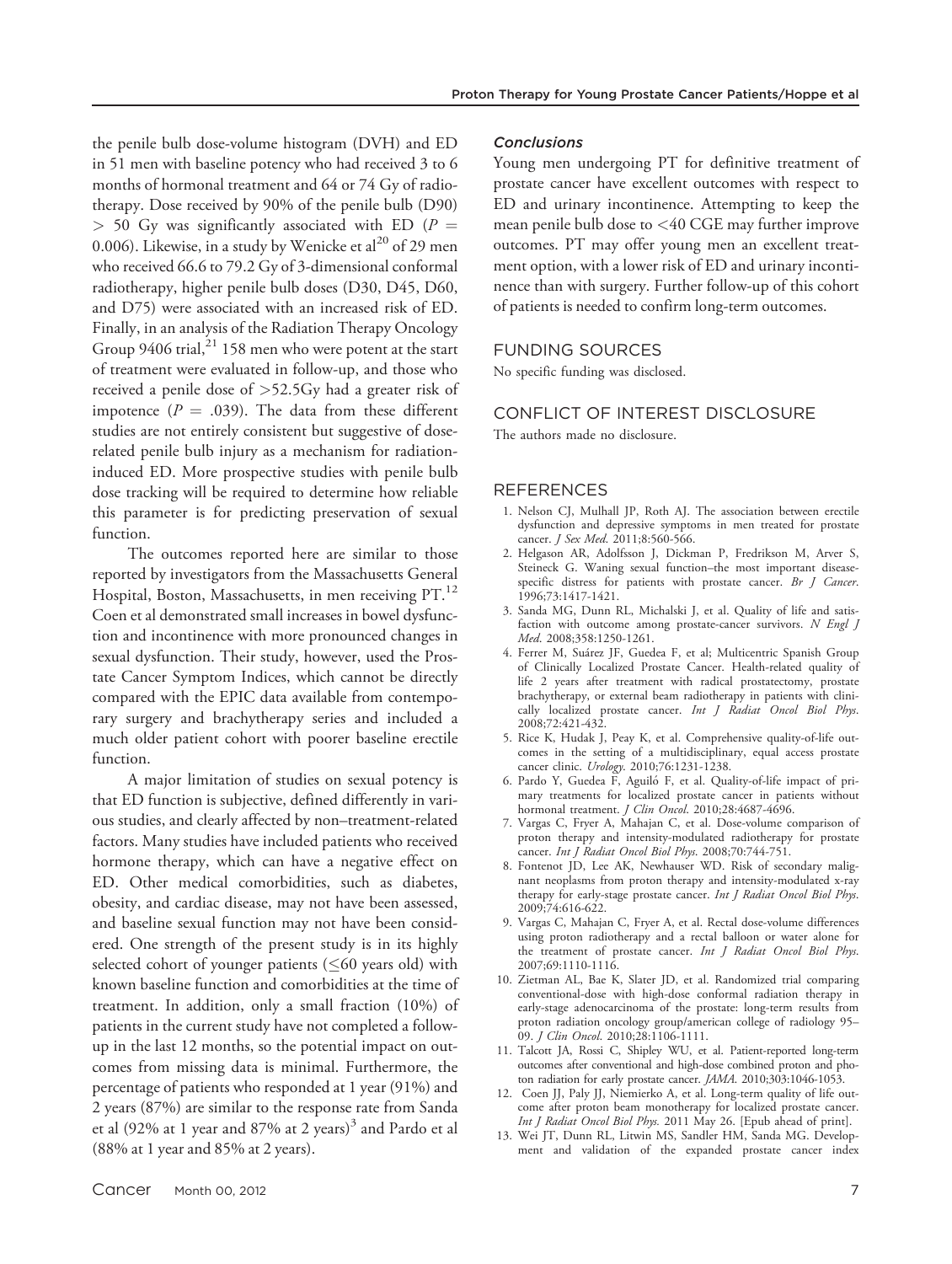the penile bulb dose-volume histogram (DVH) and ED in 51 men with baseline potency who had received 3 to 6 months of hormonal treatment and 64 or 74 Gy of radiotherapy. Dose received by 90% of the penile bulb (D90) > 50 Gy was significantly associated with ED ($P = 0.006$). Likewise, in a study by Wenicke et al[20] of 29 men who received 66.6 to 79.2 Gy of 3-dimensional conformal radiotherapy, higher penile bulb doses (D30, D45, D60, and D75) were associated with an increased risk of ED. Finally, in an analysis of the Radiation Therapy Oncology Group 9406 trial,[21] 158 men who were potent at the start of treatment were evaluated in follow-up, and those who received a penile dose of >52.5Gy had a greater risk of impotence ($P = .039$). The data from these different studies are not entirely consistent but suggestive of dose-related penile bulb injury as a mechanism for radiation-induced ED. More prospective studies with penile bulb dose tracking will be required to determine how reliable this parameter is for predicting preservation of sexual function.

The outcomes reported here are similar to those reported by investigators from the Massachusetts General Hospital, Boston, Massachusetts, in men receiving PT.[12] Coen et al demonstrated small increases in bowel dysfunction and incontinence with more pronounced changes in sexual dysfunction. Their study, however, used the Prostate Cancer Symptom Indices, which cannot be directly compared with the EPIC data available from contemporary surgery and brachytherapy series and included a much older patient cohort with poorer baseline erectile function.

A major limitation of studies on sexual potency is that ED function is subjective, defined differently in various studies, and clearly affected by non–treatment-related factors. Many studies have included patients who received hormone therapy, which can have a negative effect on ED. Other medical comorbidities, such as diabetes, obesity, and cardiac disease, may not have been assessed, and baseline sexual function may not have been considered. One strength of the present study is in its highly selected cohort of younger patients (≤60 years old) with known baseline function and comorbidities at the time of treatment. In addition, only a small fraction (10%) of patients in the current study have not completed a follow-up in the last 12 months, so the potential impact on outcomes from missing data is minimal. Furthermore, the percentage of patients who responded at 1 year (91%) and 2 years (87%) are similar to the response rate from Sanda et al (92% at 1 year and 87% at 2 years)[3] and Pardo et al (88% at 1 year and 85% at 2 years).

### Conclusions

Young men undergoing PT for definitive treatment of prostate cancer have excellent outcomes with respect to ED and urinary incontinence. Attempting to keep the mean penile bulb dose to <40 CGE may further improve outcomes. PT may offer young men an excellent treatment option, with a lower risk of ED and urinary incontinence than with surgery. Further follow-up of this cohort of patients is needed to confirm long-term outcomes.

## FUNDING SOURCES

No specific funding was disclosed.

## CONFLICT OF INTEREST DISCLOSURE

The authors made no disclosure.

## REFERENCES

1. Nelson CJ, Mulhall JP, Roth AJ. The association between erectile dysfunction and depressive symptoms in men treated for prostate cancer. *J Sex Med*. 2011;8:560-566.
2. Helgason AR, Adolfsson J, Dickman P, Fredrikson M, Arver S, Steineck G. Waning sexual function–the most important disease-specific distress for patients with prostate cancer. *Br J Cancer*. 1996;73:1417-1421.
3. Sanda MG, Dunn RL, Michalski J, et al. Quality of life and satisfaction with outcome among prostate-cancer survivors. *N Engl J Med*. 2008;358:1250-1261.
4. Ferrer M, Suárez JF, Guedea F, et al; Multicentric Spanish Group of Clinically Localized Prostate Cancer. Health-related quality of life 2 years after treatment with radical prostatectomy, prostate brachytherapy, or external beam radiotherapy in patients with clinically localized prostate cancer. *Int J Radiat Oncol Biol Phys*. 2008;72:421-432.
5. Rice K, Hudak J, Peay K, et al. Comprehensive quality-of-life outcomes in the setting of a multidisciplinary, equal access prostate cancer clinic. *Urology*. 2010;76:1231-1238.
6. Pardo Y, Guedea F, Aguiló F, et al. Quality-of-life impact of primary treatments for localized prostate cancer in patients without hormonal treatment. *J Clin Oncol*. 2010;28:4687-4696.
7. Vargas C, Fryer A, Mahajan C, et al. Dose-volume comparison of proton therapy and intensity-modulated radiotherapy for prostate cancer. *Int J Radiat Oncol Biol Phys*. 2008;70:744-751.
8. Fontenot JD, Lee AK, Newhauser WD. Risk of secondary malignant neoplasms from proton therapy and intensity-modulated x-ray therapy for early-stage prostate cancer. *Int J Radiat Oncol Biol Phys*. 2009;74:616-622.
9. Vargas C, Mahajan C, Fryer A, et al. Rectal dose-volume differences using proton radiotherapy and a rectal balloon or water alone for the treatment of prostate cancer. *Int J Radiat Oncol Biol Phys*. 2007;69:1110-1116.
10. Zietman AL, Bae K, Slater JD, et al. Randomized trial comparing conventional-dose with high-dose conformal radiation therapy in early-stage adenocarcinoma of the prostate: long-term results from proton radiation oncology group/american college of radiology 95–09. *J Clin Oncol*. 2010;28:1106-1111.
11. Talcott JA, Rossi C, Shipley WU, et al. Patient-reported long-term outcomes after conventional and high-dose combined proton and photon radiation for early prostate cancer. *JAMA*. 2010;303:1046-1053.
12. Coen JJ, Paly JJ, Niemierko A, et al. Long-term quality of life outcome after proton beam monotherapy for localized prostate cancer. *Int J Radiat Oncol Biol Phys*. 2011 May 26. [Epub ahead of print].
13. Wei JT, Dunn RL, Litwin MS, Sandler HM, Sanda MG. Development and validation of the expanded prostate cancer index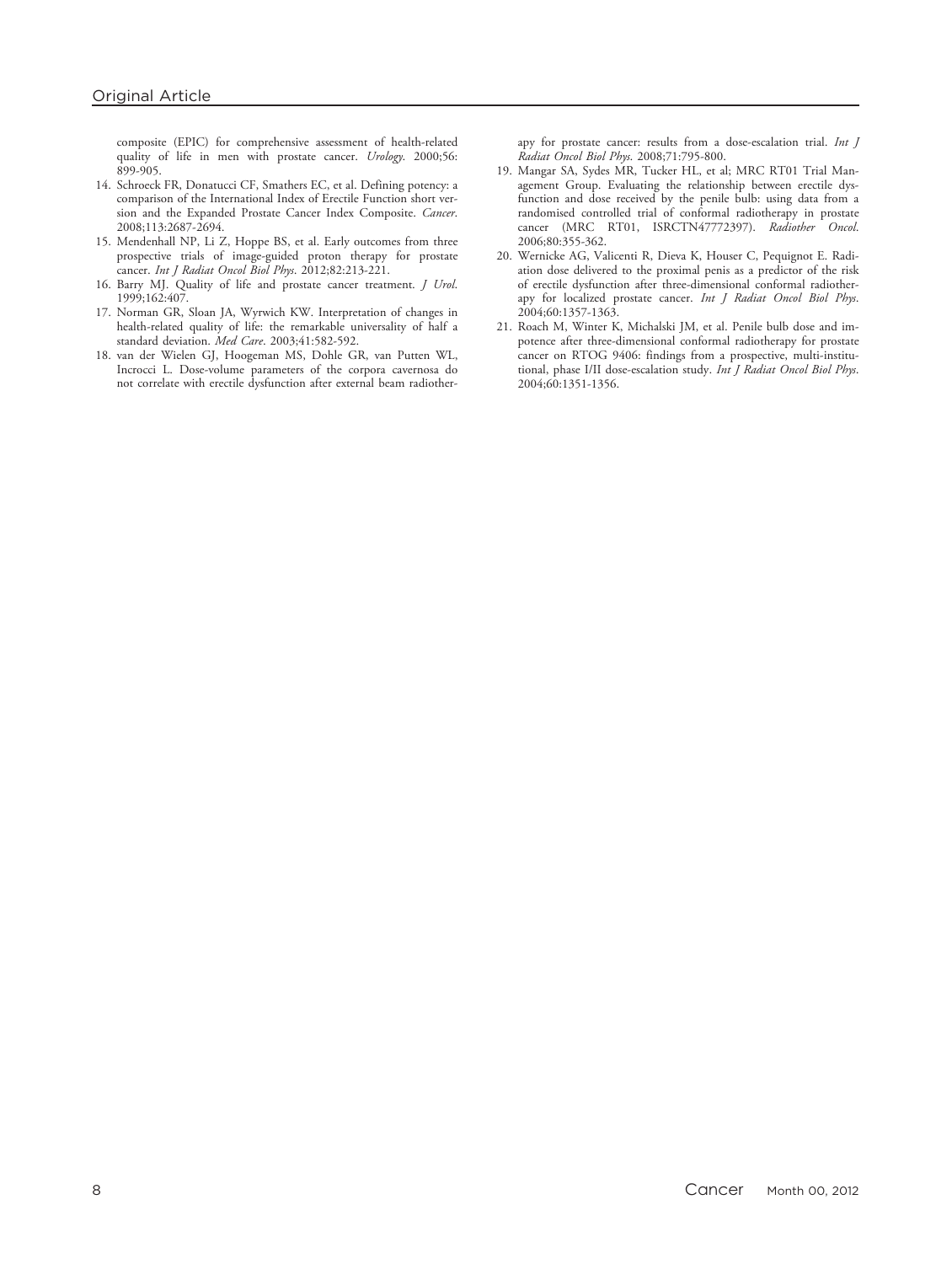composite (EPIC) for comprehensive assessment of health-related quality of life in men with prostate cancer. *Urology*. 2000;56: 899-905.

14. Schroeck FR, Donatucci CF, Smathers EC, et al. Defining potency: a comparison of the International Index of Erectile Function short version and the Expanded Prostate Cancer Index Composite. *Cancer*. 2008;113:2687-2694.
15. Mendenhall NP, Li Z, Hoppe BS, et al. Early outcomes from three prospective trials of image-guided proton therapy for prostate cancer. *Int J Radiat Oncol Biol Phys*. 2012;82:213-221.
16. Barry MJ. Quality of life and prostate cancer treatment. *J Urol*. 1999;162:407.
17. Norman GR, Sloan JA, Wyrwich KW. Interpretation of changes in health-related quality of life: the remarkable universality of half a standard deviation. *Med Care*. 2003;41:582-592.
18. van der Wielen GJ, Hoogeman MS, Dohle GR, van Putten WL, Incrocci L. Dose-volume parameters of the corpora cavernosa do not correlate with erectile dysfunction after external beam radiotherapy for prostate cancer: results from a dose-escalation trial. *Int J Radiat Oncol Biol Phys*. 2008;71:795-800.
19. Mangar SA, Sydes MR, Tucker HL, et al; MRC RT01 Trial Management Group. Evaluating the relationship between erectile dysfunction and dose received by the penile bulb: using data from a randomised controlled trial of conformal radiotherapy in prostate cancer (MRC RT01, ISRCTN47772397). *Radiother Oncol*. 2006;80:355-362.
20. Wernicke AG, Valicenti R, Dieva K, Houser C, Pequignot E. Radiation dose delivered to the proximal penis as a predictor of the risk of erectile dysfunction after three-dimensional conformal radiotherapy for localized prostate cancer. *Int J Radiat Oncol Biol Phys*. 2004;60:1357-1363.
21. Roach M, Winter K, Michalski JM, et al. Penile bulb dose and impotence after three-dimensional conformal radiotherapy for prostate cancer on RTOG 9406: findings from a prospective, multi-institutional, phase I/II dose-escalation study. *Int J Radiat Oncol Biol Phys*. 2004;60:1351-1356.